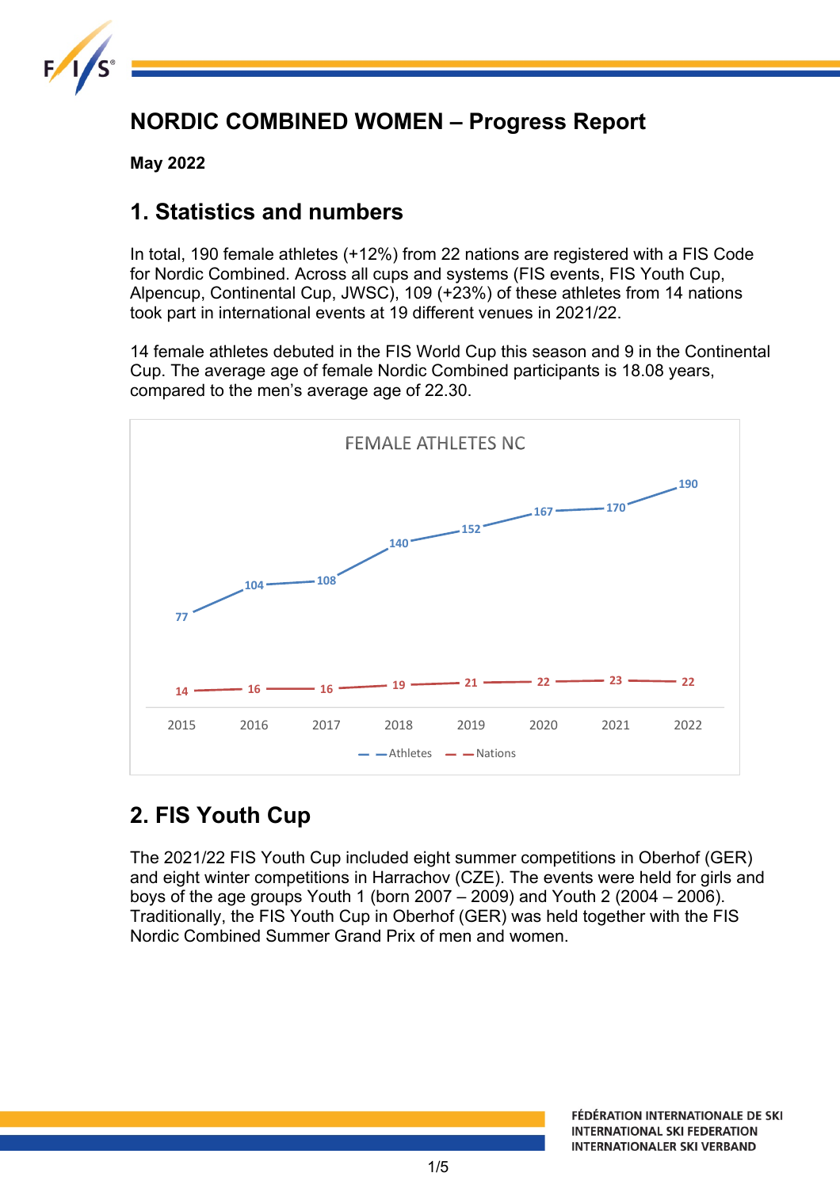# NORDIC COMBINED WOMEN – Progress Report

**May 2022**

## 1. Statistics and numbers

In total, 190 female athletes (+12%) from 22 nations are registered with a FIS Code for Nordic Combined. Across all cups and systems (FIS events, FIS Youth Cup, Alpencup, Continental Cup, JWSC), 109 (+23%) of these athletes from 14 nations took part in international events at 19 different venues in 2021/22.

14 female athletes debuted in the FIS World Cup this season and 9 in the Continental Cup. The average age of female Nordic Combined participants is 18.08 years, compared to the men's average age of 22.30.

FEMALE ATHLETES NC

| | 2015 | 2016 | 2017 | 2018 | 2019 | 2020 | 2021 | 2022 |
|---|---|---|---|---|---|---|---|---|
| Athletes | 77 | 104 | 108 | 140 | 152 | 167 | 170 | 190 |
| Nations | 14 | 16 | 16 | 19 | 21 | 22 | 23 | 22 |

## 2. FIS Youth Cup

The 2021/22 FIS Youth Cup included eight summer competitions in Oberhof (GER) and eight winter competitions in Harrachov (CZE). The events were held for girls and boys of the age groups Youth 1 (born 2007 – 2009) and Youth 2 (2004 – 2006). Traditionally, the FIS Youth Cup in Oberhof (GER) was held together with the FIS Nordic Combined Summer Grand Prix of men and women.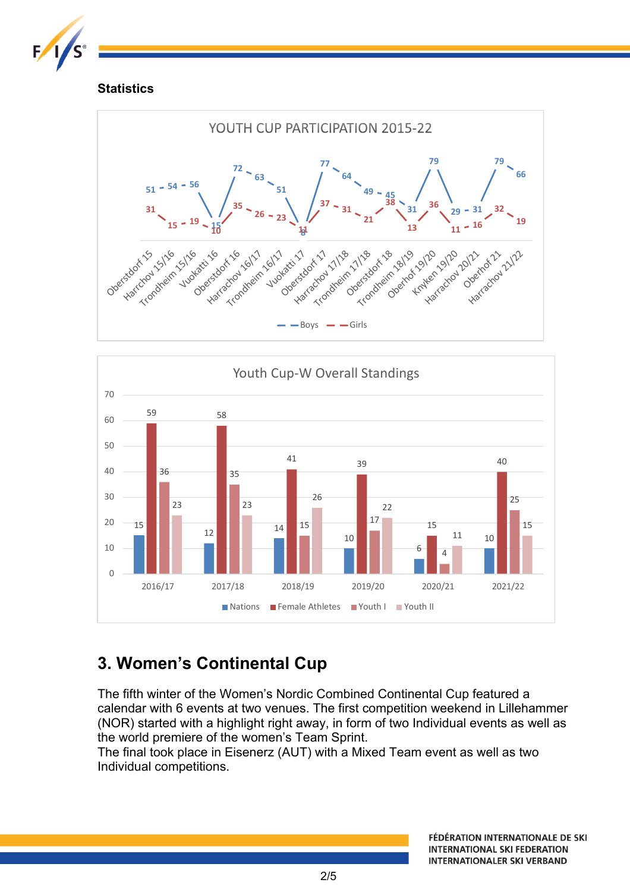## Statistics

**YOUTH CUP PARTICIPATION 2015-22**

| Event | Boys | Girls |
|---|---|---|
| Oberstdorf 15 | 51 | 31 |
| Harrchov 15/16 | 54 | 15 |
| Trondheim 15/16 | 56 | 19 |
| Vuokatti 16 | 15 | 10 |
| Oberstdorf 16 | 72 | 35 |
| Harrachov 16/17 | 63 | 26 |
| Trondheim 16/17 | 51 | 23 |
| Vuokatti 17 | 8 | 11 |
| Oberstdorf 17 | 77 | 37 |
| Harrachov 17/18 | 64 | 31 |
| Trondheim 17/18 | 49 | 21 |
| Oberstdorf 18 | 45 | 38 |
| Trondheim 18/19 | 31 | 13 |
| Oberhof 19/20 | 79 | 36 |
| Knyken 19/20 | 29 | 11 |
| Harrachov 20/21 | 31 | 16 |
| Oberhof 21 | 79 | 32 |
| Harrachov 21/22 | 66 | 19 |

**Youth Cup-W Overall Standings**

| Season | Nations | Female Athletes | Youth I | Youth II |
|---|---|---|---|---|
| 2016/17 | 15 | 59 | 36 | 23 |
| 2017/18 | 12 | 58 | 35 | 23 |
| 2018/19 | 14 | 41 | 15 | 26 |
| 2019/20 | 10 | 39 | 17 | 22 |
| 2020/21 | 6 | 15 | 4 | 11 |
| 2021/22 | 10 | 40 | 25 | 15 |

# 3. Women's Continental Cup

The fifth winter of the Women's Nordic Combined Continental Cup featured a calendar with 6 events at two venues. The first competition weekend in Lillehammer (NOR) started with a highlight right away, in form of two Individual events as well as the world premiere of the women's Team Sprint.
The final took place in Eisenerz (AUT) with a Mixed Team event as well as two Individual competitions.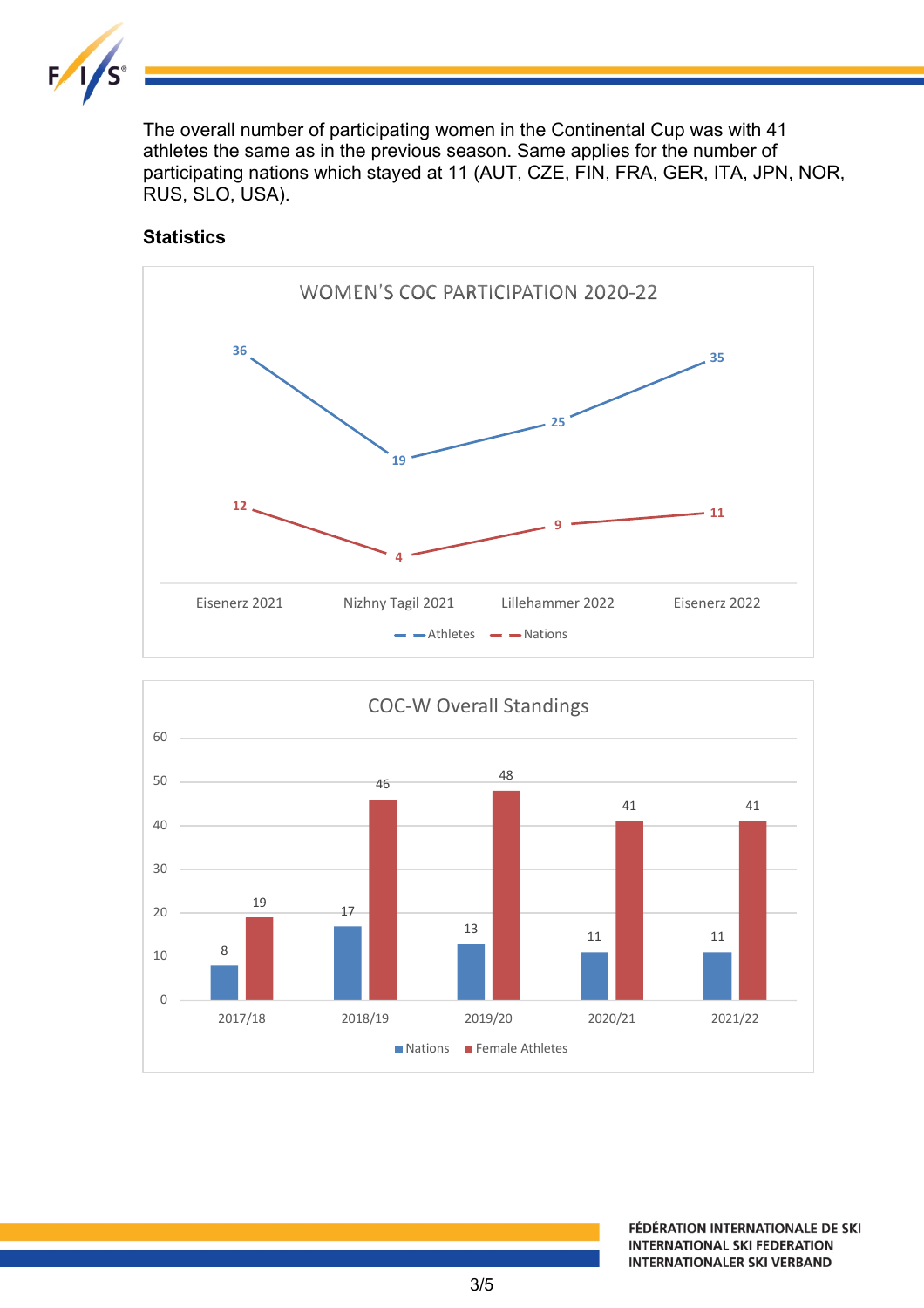The overall number of participating women in the Continental Cup was with 41 athletes the same as in the previous season. Same applies for the number of participating nations which stayed at 11 (AUT, CZE, FIN, FRA, GER, ITA, JPN, NOR, RUS, SLO, USA).

### Statistics

**WOMEN'S COC PARTICIPATION 2020-22**

| | Eisenerz 2021 | Nizhny Tagil 2021 | Lillehammer 2022 | Eisenerz 2022 |
|---|---|---|---|---|
| Athletes | 36 | 19 | 25 | 35 |
| Nations | 12 | 4 | 9 | 11 |

**COC-W Overall Standings**

| | 2017/18 | 2018/19 | 2019/20 | 2020/21 | 2021/22 |
|---|---|---|---|---|---|
| Nations | 8 | 17 | 13 | 11 | 11 |
| Female Athletes | 19 | 46 | 48 | 41 | 41 |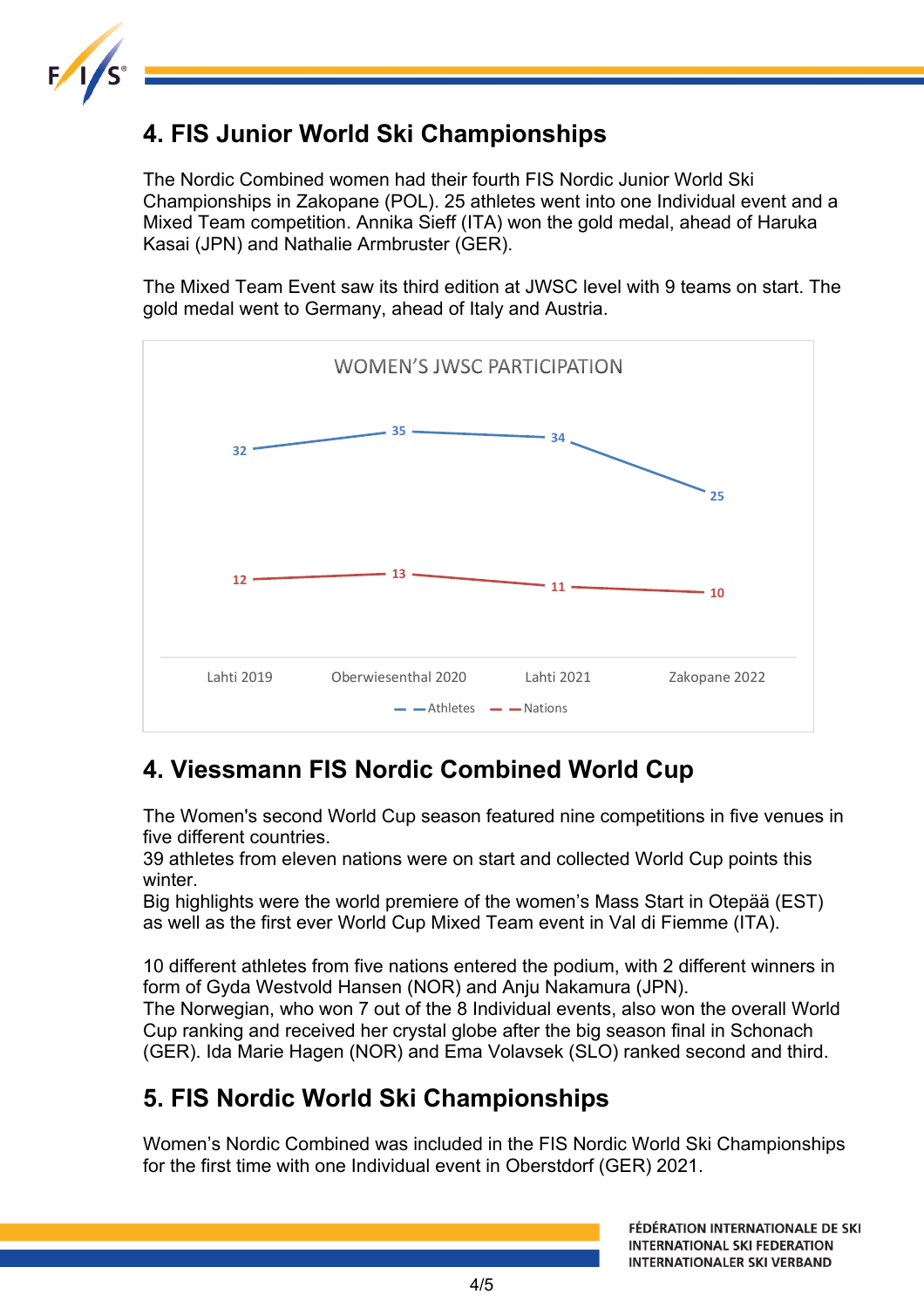## 4. FIS Junior World Ski Championships

The Nordic Combined women had their fourth FIS Nordic Junior World Ski Championships in Zakopane (POL). 25 athletes went into one Individual event and a Mixed Team competition. Annika Sieff (ITA) won the gold medal, ahead of Haruka Kasai (JPN) and Nathalie Armbruster (GER).

The Mixed Team Event saw its third edition at JWSC level with 9 teams on start. The gold medal went to Germany, ahead of Italy and Austria.

WOMEN'S JWSC PARTICIPATION

| | Lahti 2019 | Oberwiesenthal 2020 | Lahti 2021 | Zakopane 2022 |
|---|---|---|---|---|
| Athletes | 32 | 35 | 34 | 25 |
| Nations | 12 | 13 | 11 | 10 |

## 4. Viessmann FIS Nordic Combined World Cup

The Women's second World Cup season featured nine competitions in five venues in five different countries.
39 athletes from eleven nations were on start and collected World Cup points this winter.
Big highlights were the world premiere of the women's Mass Start in Otepää (EST) as well as the first ever World Cup Mixed Team event in Val di Fiemme (ITA).

10 different athletes from five nations entered the podium, with 2 different winners in form of Gyda Westvold Hansen (NOR) and Anju Nakamura (JPN).
The Norwegian, who won 7 out of the 8 Individual events, also won the overall World Cup ranking and received her crystal globe after the big season final in Schonach (GER). Ida Marie Hagen (NOR) and Ema Volavsek (SLO) ranked second and third.

## 5. FIS Nordic World Ski Championships

Women's Nordic Combined was included in the FIS Nordic World Ski Championships for the first time with one Individual event in Oberstdorf (GER) 2021.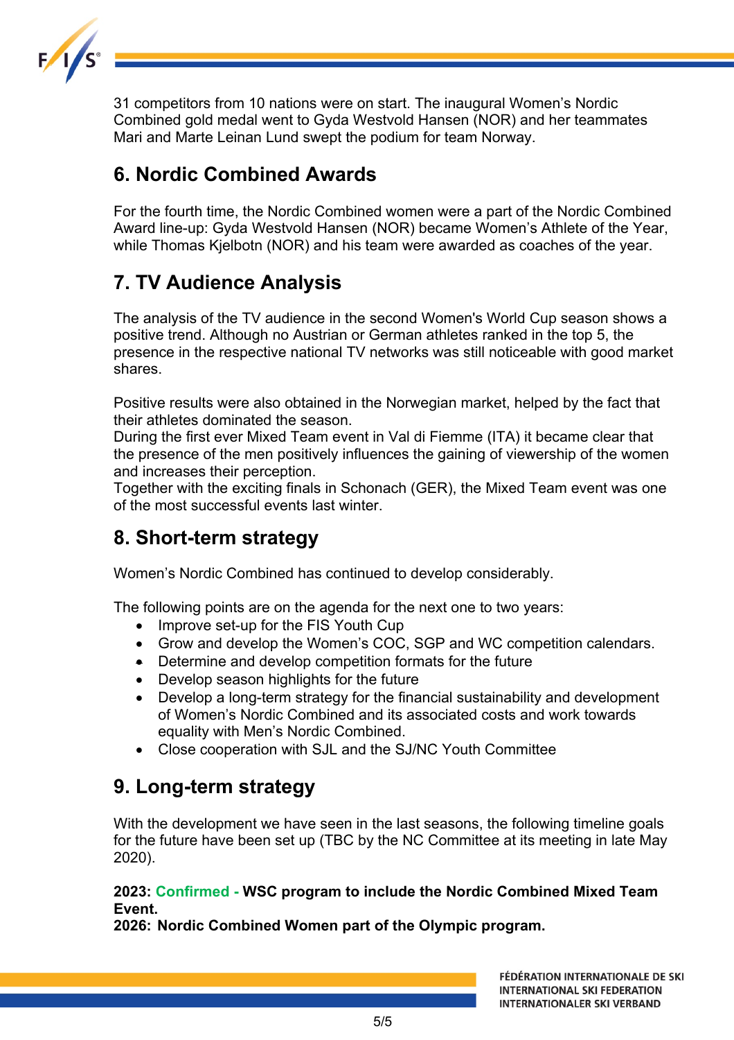31 competitors from 10 nations were on start. The inaugural Women's Nordic Combined gold medal went to Gyda Westvold Hansen (NOR) and her teammates Mari and Marte Leinan Lund swept the podium for team Norway.

## 6. Nordic Combined Awards

For the fourth time, the Nordic Combined women were a part of the Nordic Combined Award line-up: Gyda Westvold Hansen (NOR) became Women's Athlete of the Year, while Thomas Kjelbotn (NOR) and his team were awarded as coaches of the year.

## 7. TV Audience Analysis

The analysis of the TV audience in the second Women's World Cup season shows a positive trend. Although no Austrian or German athletes ranked in the top 5, the presence in the respective national TV networks was still noticeable with good market shares.

Positive results were also obtained in the Norwegian market, helped by the fact that their athletes dominated the season.
During the first ever Mixed Team event in Val di Fiemme (ITA) it became clear that the presence of the men positively influences the gaining of viewership of the women and increases their perception.
Together with the exciting finals in Schonach (GER), the Mixed Team event was one of the most successful events last winter.

## 8. Short-term strategy

Women's Nordic Combined has continued to develop considerably.

The following points are on the agenda for the next one to two years:

- Improve set-up for the FIS Youth Cup
- Grow and develop the Women's COC, SGP and WC competition calendars.
- Determine and develop competition formats for the future
- Develop season highlights for the future
- Develop a long-term strategy for the financial sustainability and development of Women's Nordic Combined and its associated costs and work towards equality with Men's Nordic Combined.
- Close cooperation with SJL and the SJ/NC Youth Committee

## 9. Long-term strategy

With the development we have seen in the last seasons, the following timeline goals for the future have been set up (TBC by the NC Committee at its meeting in late May 2020).

**2023: Confirmed - WSC program to include the Nordic Combined Mixed Team Event.**
**2026: Nordic Combined Women part of the Olympic program.**